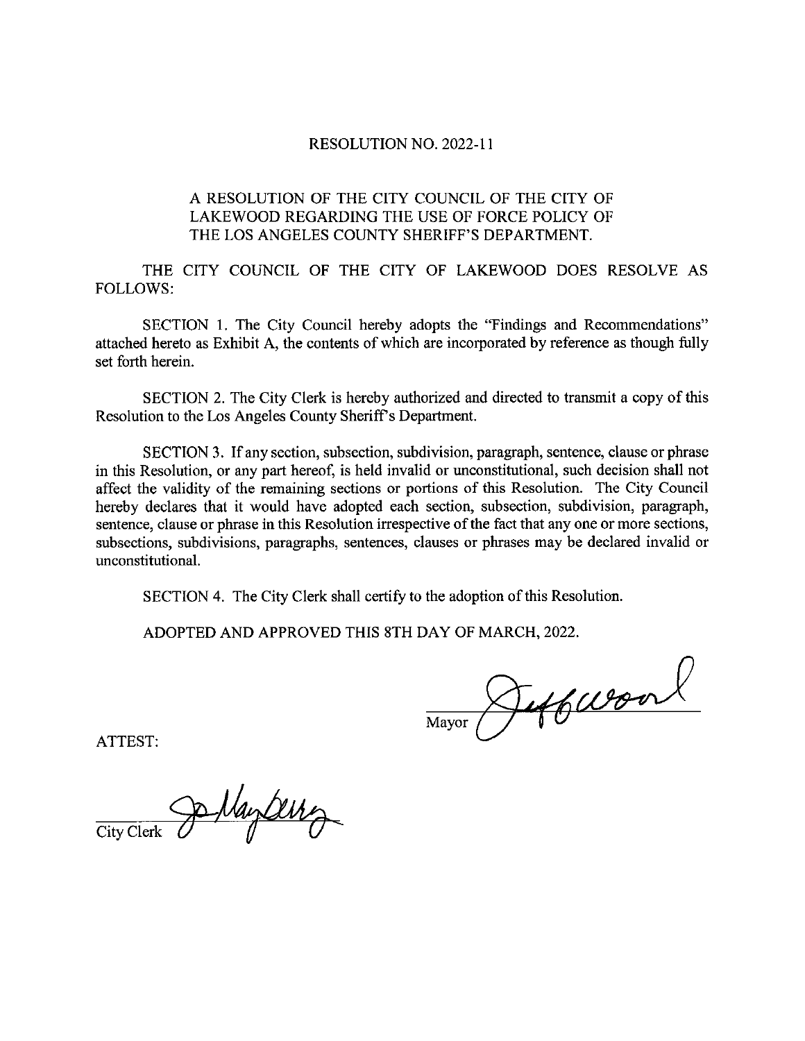# RESOLUTION NO. 2022-11

## A RESOLUTION OF THE CITY COUNCIL OF THE CITY OF LAKEWOOD REGARDING THE USE OF FORCE POLICY OF THE LOS ANGELES COUNTY SHERIFF'S DEPARTMENT.

THE CITY COUNCIL OF THE CITY OF LAKEWOOD DOES RESOLVE AS FOLLOWS:

SECTION 1. The City Council hereby adopts the "Findings and Recommendations" attached hereto as Exhibit A, the contents of which are incorporated by reference as though fully set forth herein.

SECTION 2. The City Clerk is hereby authorized and directed to transmit a copy of this Resolution to the Los Angeles County Sheriff's Department.

SECTION 3. If any section, subsection, subdivision, paragraph, sentence, clause or phrase in this Resolution, or any part hereof, is held invalid or unconstitutional, such decision shall not affect the validity of the remaining sections or portions of this Resolution. The City Council hereby declares that it would have adopted each section, subsection, subdivision, paragraph, sentence, clause or phrase in this Resolution irrespective of the fact that any one or more sections, subsections, subdivisions, paragraphs, sentences, clauses or phrases may be declared invalid or unconstitutional.

SECTION 4. The City Clerk shall certify to the adoption of this Resolution.

ADOPTED AND APPROVED THIS 8TH DAY OF MARCH, 2022.

Mayor

ATTEST:

City Clerk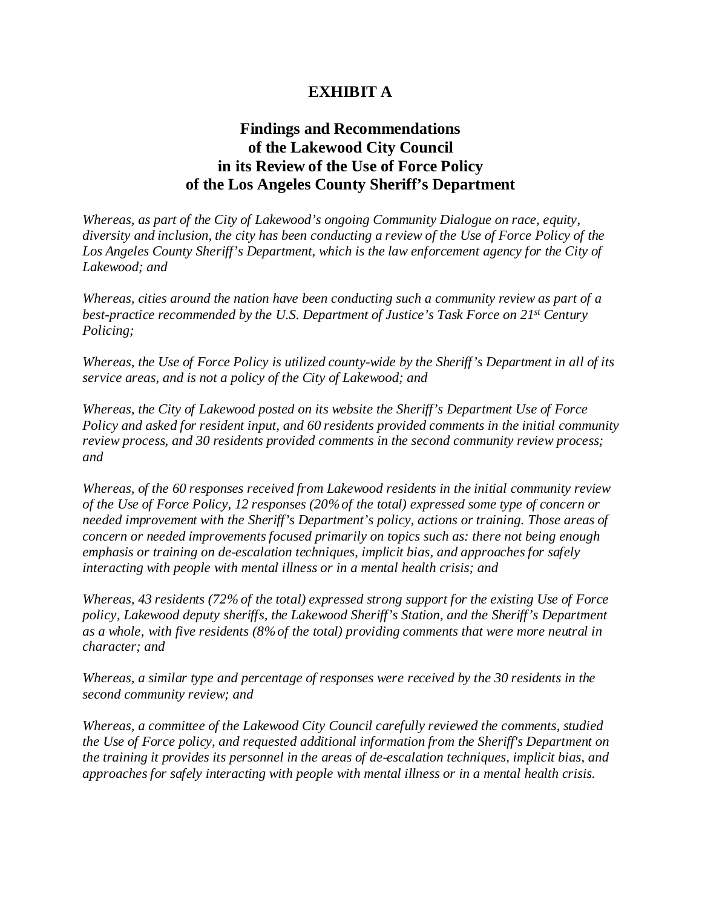# EXHIBIT A

## Findings and Recommendations of the Lakewood City Council in its Review of the Use of Force Policy of the Los Angeles County Sheriff's Department

*Whereas, as part of the City of Lakewood's ongoing Community Dialogue on race, equity, diversity and inclusion, the city has been conducting a review of the Use of Force Policy of the Los Angeles County Sheriff's Department, which is the law enforcement agency for the City of Lakewood; and*

*Whereas, cities around the nation have been conducting such a community review as part of a best-practice recommended by the U.S. Department of Justice's Task Force on 21st Century Policing;*

*Whereas, the Use of Force Policy is utilized county-wide by the Sheriff's Department in all of its service areas, and is not a policy of the City of Lakewood; and*

*Whereas, the City of Lakewood posted on its website the Sheriff's Department Use of Force Policy and asked for resident input, and 60 residents provided comments in the initial community review process, and 30 residents provided comments in the second community review process; and*

*Whereas, of the 60 responses received from Lakewood residents in the initial community review of the Use of Force Policy, 12 responses (20% of the total) expressed some type of concern or needed improvement with the Sheriff's Department's policy, actions or training. Those areas of concern or needed improvements focused primarily on topics such as: there not being enough emphasis or training on de-escalation techniques, implicit bias, and approaches for safely interacting with people with mental illness or in a mental health crisis; and*

*Whereas, 43 residents (72% of the total) expressed strong support for the existing Use of Force policy, Lakewood deputy sheriffs, the Lakewood Sheriff's Station, and the Sheriff's Department as a whole, with five residents (8% of the total) providing comments that were more neutral in character; and*

*Whereas, a similar type and percentage of responses were received by the 30 residents in the second community review; and*

*Whereas, a committee of the Lakewood City Council carefully reviewed the comments, studied the Use of Force policy, and requested additional information from the Sheriff's Department on the training it provides its personnel in the areas of de-escalation techniques, implicit bias, and approaches for safely interacting with people with mental illness or in a mental health crisis.*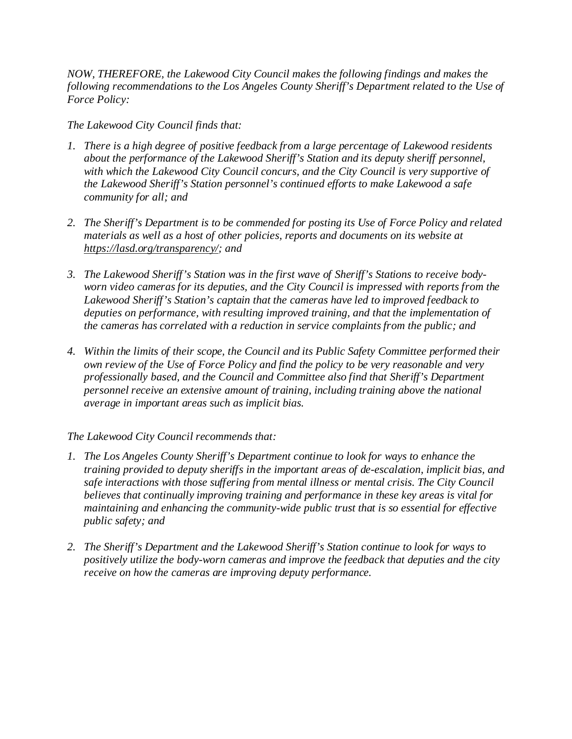*NOW, THEREFORE, the Lakewood City Council makes the following findings and makes the following recommendations to the Los Angeles County Sheriff's Department related to the Use of Force Policy:*

*The Lakewood City Council finds that:*

1. *There is a high degree of positive feedback from a large percentage of Lakewood residents about the performance of the Lakewood Sheriff's Station and its deputy sheriff personnel, with which the Lakewood City Council concurs, and the City Council is very supportive of the Lakewood Sheriff's Station personnel's continued efforts to make Lakewood a safe community for all; and*

2. *The Sheriff's Department is to be commended for posting its Use of Force Policy and related materials as well as a host of other policies, reports and documents on its website at [https://lasd.org/transparency/](https://lasd.org/transparency/); and*

3. *The Lakewood Sheriff's Station was in the first wave of Sheriff's Stations to receive body-worn video cameras for its deputies, and the City Council is impressed with reports from the Lakewood Sheriff's Station's captain that the cameras have led to improved feedback to deputies on performance, with resulting improved training, and that the implementation of the cameras has correlated with a reduction in service complaints from the public; and*

4. *Within the limits of their scope, the Council and its Public Safety Committee performed their own review of the Use of Force Policy and find the policy to be very reasonable and very professionally based, and the Council and Committee also find that Sheriff's Department personnel receive an extensive amount of training, including training above the national average in important areas such as implicit bias.*

*The Lakewood City Council recommends that:*

1. *The Los Angeles County Sheriff's Department continue to look for ways to enhance the training provided to deputy sheriffs in the important areas of de-escalation, implicit bias, and safe interactions with those suffering from mental illness or mental crisis. The City Council believes that continually improving training and performance in these key areas is vital for maintaining and enhancing the community-wide public trust that is so essential for effective public safety; and*

2. *The Sheriff's Department and the Lakewood Sheriff's Station continue to look for ways to positively utilize the body-worn cameras and improve the feedback that deputies and the city receive on how the cameras are improving deputy performance.*